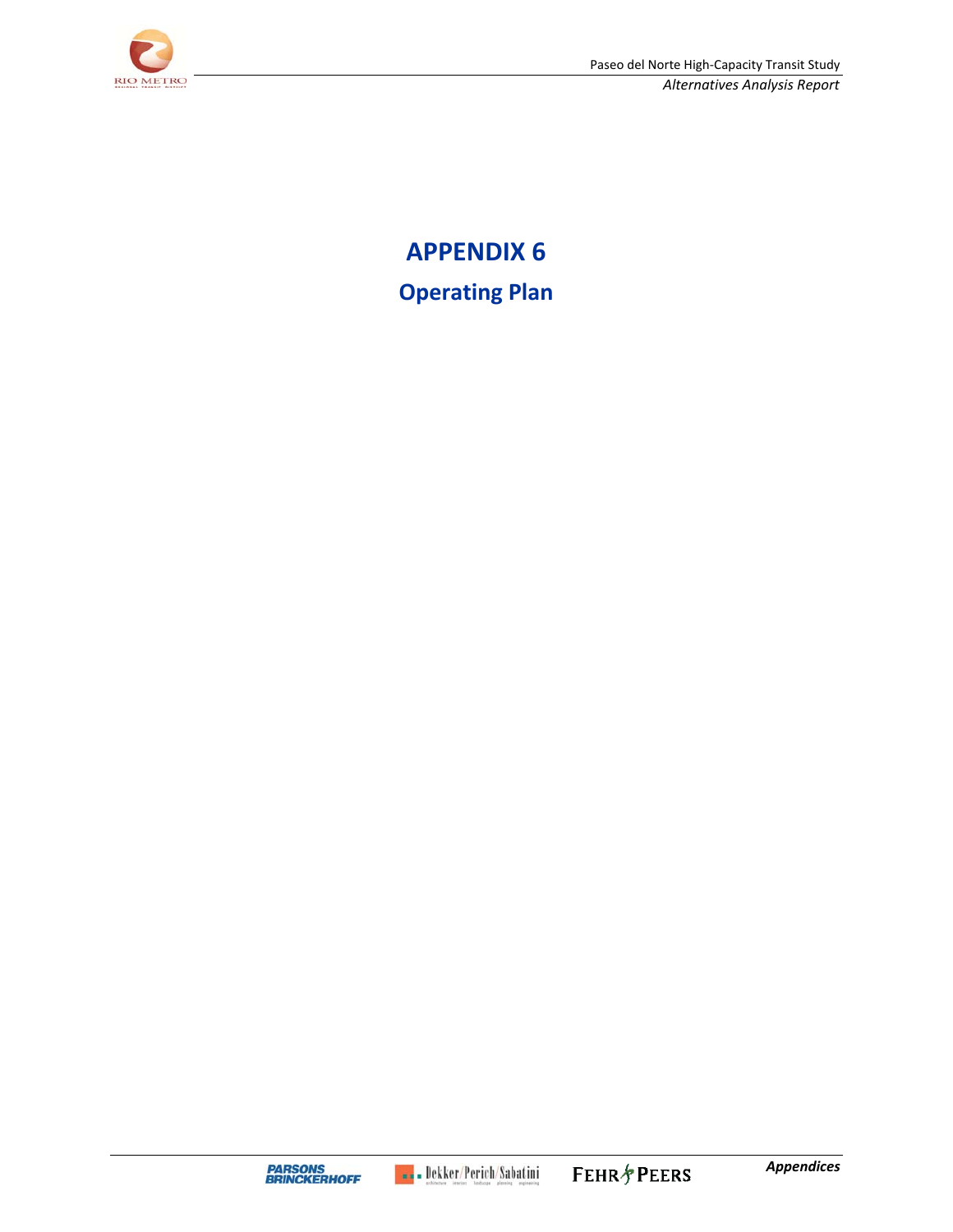# APPENDIX 6

## Operating Plan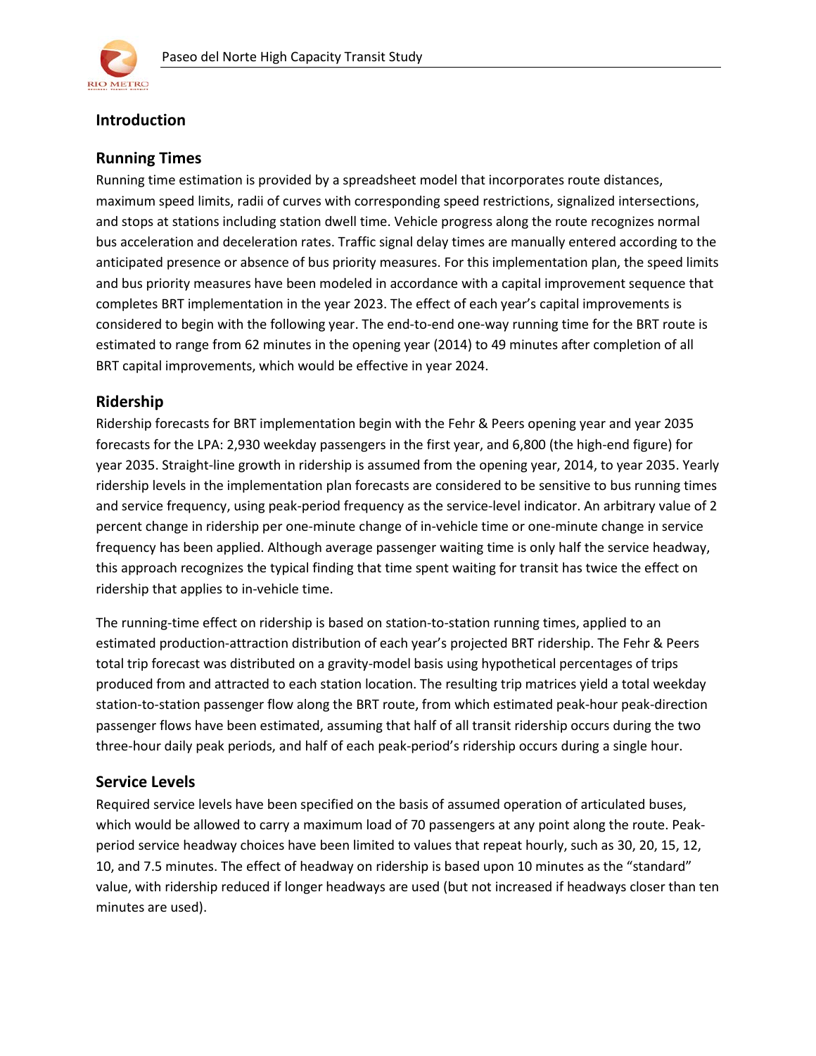## Introduction

### Running Times

Running time estimation is provided by a spreadsheet model that incorporates route distances, maximum speed limits, radii of curves with corresponding speed restrictions, signalized intersections, and stops at stations including station dwell time. Vehicle progress along the route recognizes normal bus acceleration and deceleration rates. Traffic signal delay times are manually entered according to the anticipated presence or absence of bus priority measures. For this implementation plan, the speed limits and bus priority measures have been modeled in accordance with a capital improvement sequence that completes BRT implementation in the year 2023. The effect of each year's capital improvements is considered to begin with the following year. The end-to-end one-way running time for the BRT route is estimated to range from 62 minutes in the opening year (2014) to 49 minutes after completion of all BRT capital improvements, which would be effective in year 2024.

### Ridership

Ridership forecasts for BRT implementation begin with the Fehr & Peers opening year and year 2035 forecasts for the LPA: 2,930 weekday passengers in the first year, and 6,800 (the high-end figure) for year 2035. Straight-line growth in ridership is assumed from the opening year, 2014, to year 2035. Yearly ridership levels in the implementation plan forecasts are considered to be sensitive to bus running times and service frequency, using peak-period frequency as the service-level indicator. An arbitrary value of 2 percent change in ridership per one-minute change of in-vehicle time or one-minute change in service frequency has been applied. Although average passenger waiting time is only half the service headway, this approach recognizes the typical finding that time spent waiting for transit has twice the effect on ridership that applies to in-vehicle time.

The running-time effect on ridership is based on station-to-station running times, applied to an estimated production-attraction distribution of each year's projected BRT ridership. The Fehr & Peers total trip forecast was distributed on a gravity-model basis using hypothetical percentages of trips produced from and attracted to each station location. The resulting trip matrices yield a total weekday station-to-station passenger flow along the BRT route, from which estimated peak-hour peak-direction passenger flows have been estimated, assuming that half of all transit ridership occurs during the two three-hour daily peak periods, and half of each peak-period's ridership occurs during a single hour.

### Service Levels

Required service levels have been specified on the basis of assumed operation of articulated buses, which would be allowed to carry a maximum load of 70 passengers at any point along the route. Peak-period service headway choices have been limited to values that repeat hourly, such as 30, 20, 15, 12, 10, and 7.5 minutes. The effect of headway on ridership is based upon 10 minutes as the "standard" value, with ridership reduced if longer headways are used (but not increased if headways closer than ten minutes are used).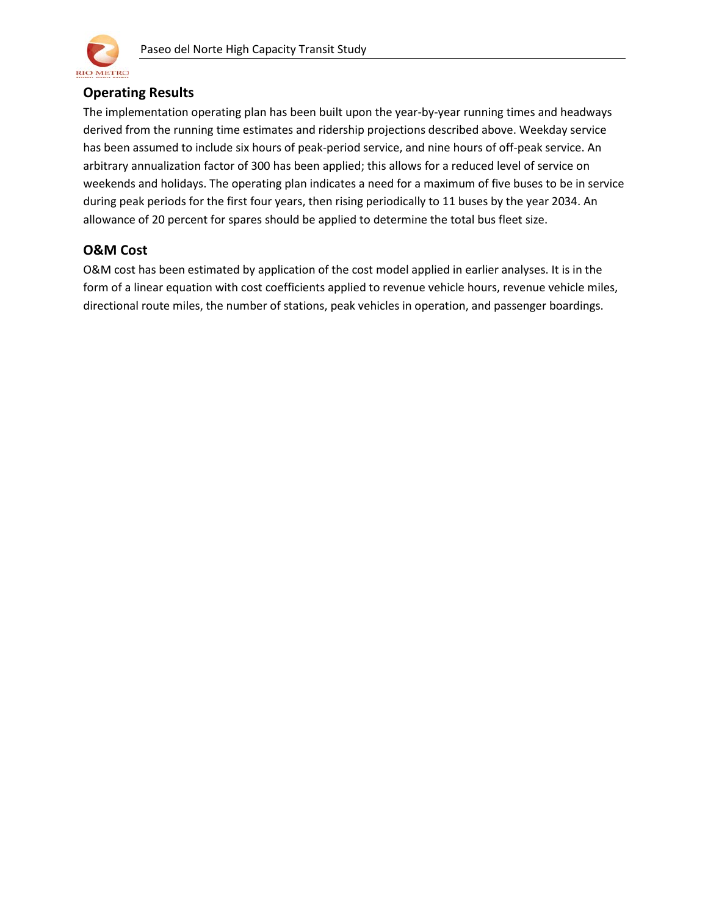## Operating Results

The implementation operating plan has been built upon the year-by-year running times and headways derived from the running time estimates and ridership projections described above. Weekday service has been assumed to include six hours of peak-period service, and nine hours of off-peak service. An arbitrary annualization factor of 300 has been applied; this allows for a reduced level of service on weekends and holidays. The operating plan indicates a need for a maximum of five buses to be in service during peak periods for the first four years, then rising periodically to 11 buses by the year 2034. An allowance of 20 percent for spares should be applied to determine the total bus fleet size.

## O&M Cost

O&M cost has been estimated by application of the cost model applied in earlier analyses. It is in the form of a linear equation with cost coefficients applied to revenue vehicle hours, revenue vehicle miles, directional route miles, the number of stations, peak vehicles in operation, and passenger boardings.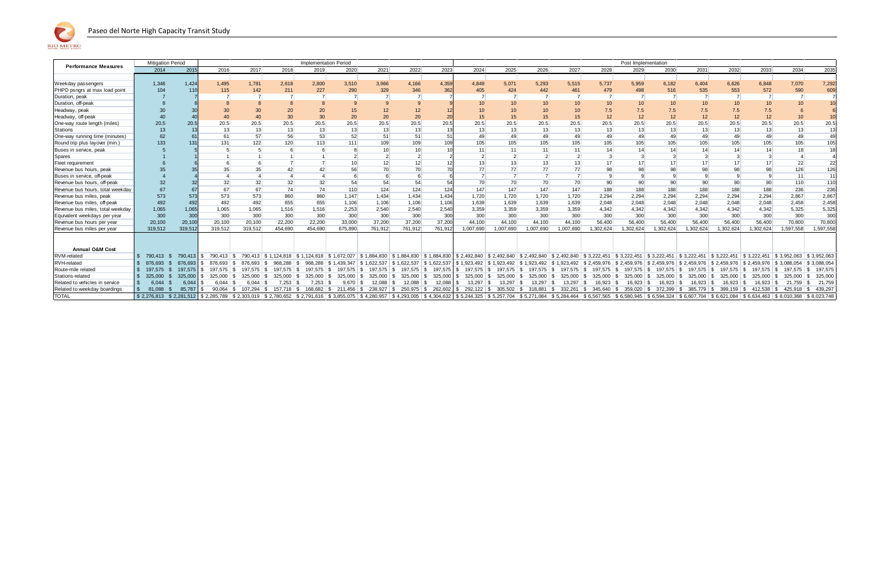# Paseo del Norte High Capacity Transit Study

| Performance Measures | Mitigation Period | | Implementation Period | | | | | | | | Post Implementation | | | | | | | | | | | |
|---|---|---|---|---|---|---|---|---|---|---|---|---|---|---|---|---|---|---|---|---|---|---|
| | 2014 | 2015 | 2016 | 2017 | 2018 | 2019 | 2020 | 2021 | 2022 | 2023 | 2024 | 2025 | 2026 | 2027 | 2028 | 2029 | 2030 | 2031 | 2032 | 2033 | 2034 | 2035 |
| Weekday passengers | 1,346 | 1,424 | 1,495 | 1,781 | 2,618 | 2,800 | 3,510 | 3,966 | 4,166 | 4,359 | 4,849 | 5,071 | 5,293 | 5,515 | 5,737 | 5,959 | 6,182 | 6,404 | 6,626 | 6,848 | 7,070 | 7,292 |
| PHPD psngrs at max load point | 104 | 110 | 115 | 142 | 211 | 227 | 290 | 329 | 346 | 362 | 405 | 424 | 442 | 461 | 479 | 498 | 516 | 535 | 553 | 572 | 590 | 609 |
| Duration, peak | 7 | 7 | 7 | 7 | 7 | 7 | 7 | 7 | 7 | 7 | 7 | 7 | 7 | 7 | 7 | 7 | 7 | 7 | 7 | 7 | 7 | 7 |
| Duration, off-peak | 8 | 8 | 8 | 8 | 8 | 8 | 9 | 9 | 9 | 9 | 10 | 10 | 10 | 10 | 10 | 10 | 10 | 10 | 10 | 10 | 10 | 10 |
| Headway, peak | 30 | 30 | 30 | 30 | 20 | 20 | 15 | 12 | 12 | 12 | 10 | 10 | 10 | 10 | 7.5 | 7.5 | 7.5 | 7.5 | 7.5 | 7.5 | 6 | 6 |
| Headway, off-peak | 40 | 40 | 40 | 40 | 30 | 30 | 20 | 20 | 20 | 20 | 15 | 15 | 15 | 15 | 12 | 12 | 12 | 12 | 12 | 12 | 10 | 10 |
| One-way route length (miles) | 20.5 | 20.5 | 20.5 | 20.5 | 20.5 | 20.5 | 20.5 | 20.5 | 20.5 | 20.5 | 20.5 | 20.5 | 20.5 | 20.5 | 20.5 | 20.5 | 20.5 | 20.5 | 20.5 | 20.5 | 20.5 | 20.5 |
| Stations | 13 | 13 | 13 | 13 | 13 | 13 | 13 | 13 | 13 | 13 | 13 | 13 | 13 | 13 | 13 | 13 | 13 | 13 | 13 | 13 | 13 | 13 |
| One-way running time (minutes) | 62 | 61 | 61 | 57 | 56 | 53 | 52 | 51 | 51 | 51 | 49 | 49 | 49 | 49 | 49 | 49 | 49 | 49 | 49 | 49 | 49 | 49 |
| Round trip plus layover (min.) | 133 | 131 | 131 | 122 | 120 | 113 | 111 | 109 | 109 | 109 | 105 | 105 | 105 | 105 | 105 | 105 | 105 | 105 | 105 | 105 | 105 | 105 |
| Buses in service, peak | 5 | 5 | 5 | 5 | 6 | 6 | 8 | 10 | 10 | 10 | 11 | 11 | 11 | 11 | 14 | 14 | 14 | 14 | 14 | 14 | 18 | 18 |
| Spares | 1 | 1 | 1 | 1 | 1 | 1 | 2 | 2 | 2 | 2 | 2 | 2 | 2 | 2 | 3 | 3 | 3 | 3 | 3 | 3 | 4 | 4 |
| Fleet requirement | 6 | 6 | 6 | 6 | 7 | 7 | 10 | 12 | 12 | 12 | 13 | 13 | 13 | 13 | 17 | 17 | 17 | 17 | 17 | 17 | 22 | 22 |
| Revenue bus hours, peak | 35 | 35 | 35 | 35 | 42 | 42 | 56 | 70 | 70 | 70 | 77 | 77 | 77 | 77 | 98 | 98 | 98 | 98 | 98 | 98 | 126 | 126 |
| Buses in service, off-peak | 4 | 4 | 4 | 4 | 4 | 4 | 6 | 6 | 6 | 6 | 7 | 7 | 7 | 7 | 9 | 9 | 9 | 9 | 9 | 9 | 11 | 11 |
| Revenue bus hours, off-peak | 32 | 32 | 32 | 32 | 32 | 32 | 54 | 54 | 54 | 54 | 70 | 70 | 70 | 70 | 90 | 90 | 90 | 90 | 90 | 90 | 110 | 110 |
| Revenue bus hours, total weekday | 67 | 67 | 67 | 67 | 74 | 74 | 110 | 124 | 124 | 124 | 147 | 147 | 147 | 147 | 188 | 188 | 188 | 188 | 188 | 188 | 236 | 236 |
| Revenue bus miles, peak | 573 | 573 | 573 | 573 | 860 | 860 | 1,147 | 1,434 | 1,434 | 1,434 | 1,720 | 1,720 | 1,720 | 1,720 | 2,294 | 2,294 | 2,294 | 2,294 | 2,294 | 2,294 | 2,867 | 2,867 |
| Revenue bus miles, off-peak | 492 | 492 | 492 | 492 | 655 | 655 | 1,106 | 1,106 | 1,106 | 1,106 | 1,639 | 1,639 | 1,639 | 1,639 | 2,048 | 2,048 | 2,048 | 2,048 | 2,048 | 2,048 | 2,458 | 2,458 |
| Revenue bus miles, total weekday | 1,065 | 1,065 | 1,065 | 1,065 | 1,516 | 1,516 | 2,253 | 2,540 | 2,540 | 2,540 | 3,359 | 3,359 | 3,359 | 3,359 | 4,342 | 4,342 | 4,342 | 4,342 | 4,342 | 4,342 | 5,325 | 5,325 |
| Equivalent weekdays per year | 300 | 300 | 300 | 300 | 300 | 300 | 300 | 300 | 300 | 300 | 300 | 300 | 300 | 300 | 300 | 300 | 300 | 300 | 300 | 300 | 300 | 300 |
| Revenue bus hours per year | 20,100 | 20,100 | 20,100 | 20,100 | 22,200 | 22,200 | 33,000 | 37,200 | 37,200 | 37,200 | 44,100 | 44,100 | 44,100 | 44,100 | 56,400 | 56,400 | 56,400 | 56,400 | 56,400 | 56,400 | 70,800 | 70,800 |
| Revenue bus miles per year | 319,512 | 319,512 | 319,512 | 319,512 | 454,690 | 454,690 | 675,890 | 761,912 | 761,912 | 761,912 | 1,007,690 | 1,007,690 | 1,007,690 | 1,007,690 | 1,302,624 | 1,302,624 | 1,302,624 | 1,302,624 | 1,302,624 | 1,302,624 | 1,597,558 | 1,597,558 |
| **Annual O&M Cost** | | | | | | | | | | | | | | | | | | | | | | |
| RVM-related | $ 790,413 | $ 790,413 | $ 790,413 | $ 790,413 | $ 1,124,818 | $ 1,124,818 | $ 1,672,027 | $ 1,884,830 | $ 1,884,830 | $ 1,884,830 | $ 2,492,840 | $ 2,492,840 | $ 2,492,840 | $ 2,492,840 | $ 3,222,451 | $ 3,222,451 | $ 3,222,451 | $ 3,222,451 | $ 3,222,451 | $ 3,222,451 | $ 3,952,063 | $ 3,952,063 |
| RVH-related | $ 876,693 | $ 876,693 | $ 876,693 | $ 876,693 | $ 968,288 | $ 968,288 | $ 1,439,347 | $ 1,622,537 | $ 1,622,537 | $ 1,622,537 | $ 1,923,492 | $ 1,923,492 | $ 1,923,492 | $ 1,923,492 | $ 2,459,976 | $ 2,459,976 | $ 2,459,976 | $ 2,459,976 | $ 2,459,976 | $ 2,459,976 | $ 3,088,054 | $ 3,088,054 |
| Route-mile related | $ 197,575 | $ 197,575 | $ 197,575 | $ 197,575 | $ 197,575 | $ 197,575 | $ 197,575 | $ 197,575 | $ 197,575 | $ 197,575 | $ 197,575 | $ 197,575 | $ 197,575 | $ 197,575 | $ 197,575 | $ 197,575 | $ 197,575 | $ 197,575 | $ 197,575 | $ 197,575 | $ 197,575 | $ 197,575 |
| Stations-related | $ 325,000 | $ 325,000 | $ 325,000 | $ 325,000 | $ 325,000 | $ 325,000 | $ 325,000 | $ 325,000 | $ 325,000 | $ 325,000 | $ 325,000 | $ 325,000 | $ 325,000 | $ 325,000 | $ 325,000 | $ 325,000 | $ 325,000 | $ 325,000 | $ 325,000 | $ 325,000 | $ 325,000 | $ 325,000 |
| Related to vehicles in service | $ 6,044 | $ 6,044 | $ 6,044 | $ 6,044 | $ 7,253 | $ 7,253 | $ 9,670 | $ 12,088 | $ 12,088 | $ 12,088 | $ 13,297 | $ 13,297 | $ 13,297 | $ 13,297 | $ 16,923 | $ 16,923 | $ 16,923 | $ 16,923 | $ 16,923 | $ 16,923 | $ 21,759 | $ 21,759 |
| Related to weekday boardings | $ 81,088 | $ 85,787 | $ 90,064 | $ 107,294 | $ 157,718 | $ 168,682 | $ 211,456 | $ 238,927 | $ 250,975 | $ 262,602 | $ 292,122 | $ 305,502 | $ 318,881 | $ 332,261 | $ 345,640 | $ 359,020 | $ 372,399 | $ 385,779 | $ 399,159 | $ 412,538 | $ 425,918 | $ 439,297 |
| TOTAL | $ 2,276,813 | $ 2,281,512 | $ 2,285,789 | $ 2,303,019 | $ 2,780,652 | $ 2,791,616 | $ 3,855,075 | $ 4,280,957 | $ 4,293,005 | $ 4,304,632 | $ 5,244,325 | $ 5,257,704 | $ 5,271,084 | $ 5,284,464 | $ 6,567,565 | $ 6,580,945 | $ 6,594,324 | $ 6,607,704 | $ 6,621,084 | $ 6,634,463 | $ 8,010,368 | $ 8,023,748 |